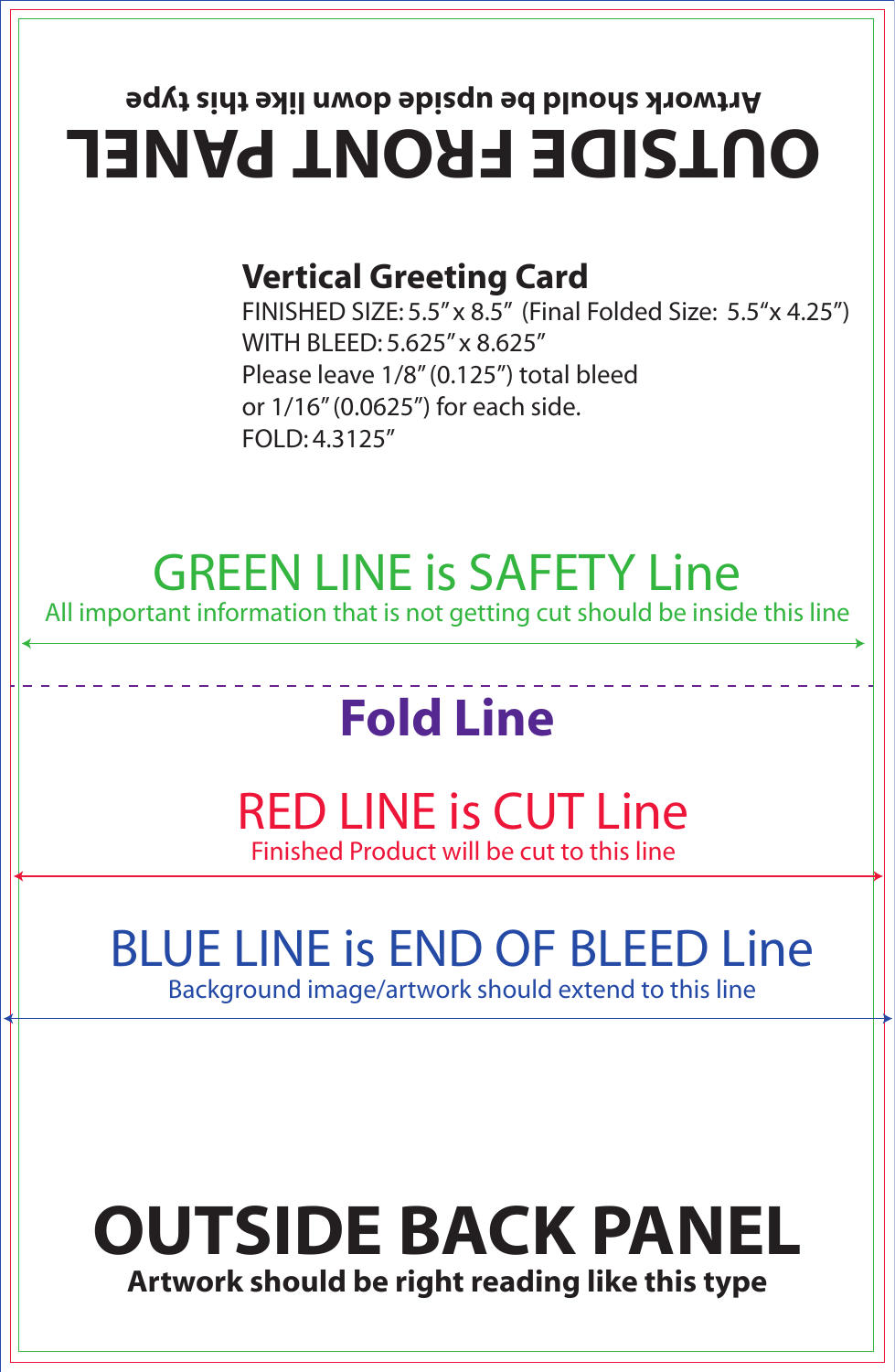# OUTSIDE FRONT PANEL

**Artwork should be upside down like this type**

## Vertical Greeting Card

FINISHED SIZE: 5.5″ x 8.5″ (Final Folded Size: 5.5″x 4.25″)
WITH BLEED: 5.625″ x 8.625″
Please leave 1/8″ (0.125″) total bleed
or 1/16″ (0.0625″) for each side.
FOLD: 4.3125″

## GREEN LINE is SAFETY Line

All important information that is not getting cut should be inside this line

## Fold Line

## RED LINE is CUT Line

Finished Product will be cut to this line

## BLUE LINE is END OF BLEED Line

Background image/artwork should extend to this line

# OUTSIDE BACK PANEL

**Artwork should be right reading like this type**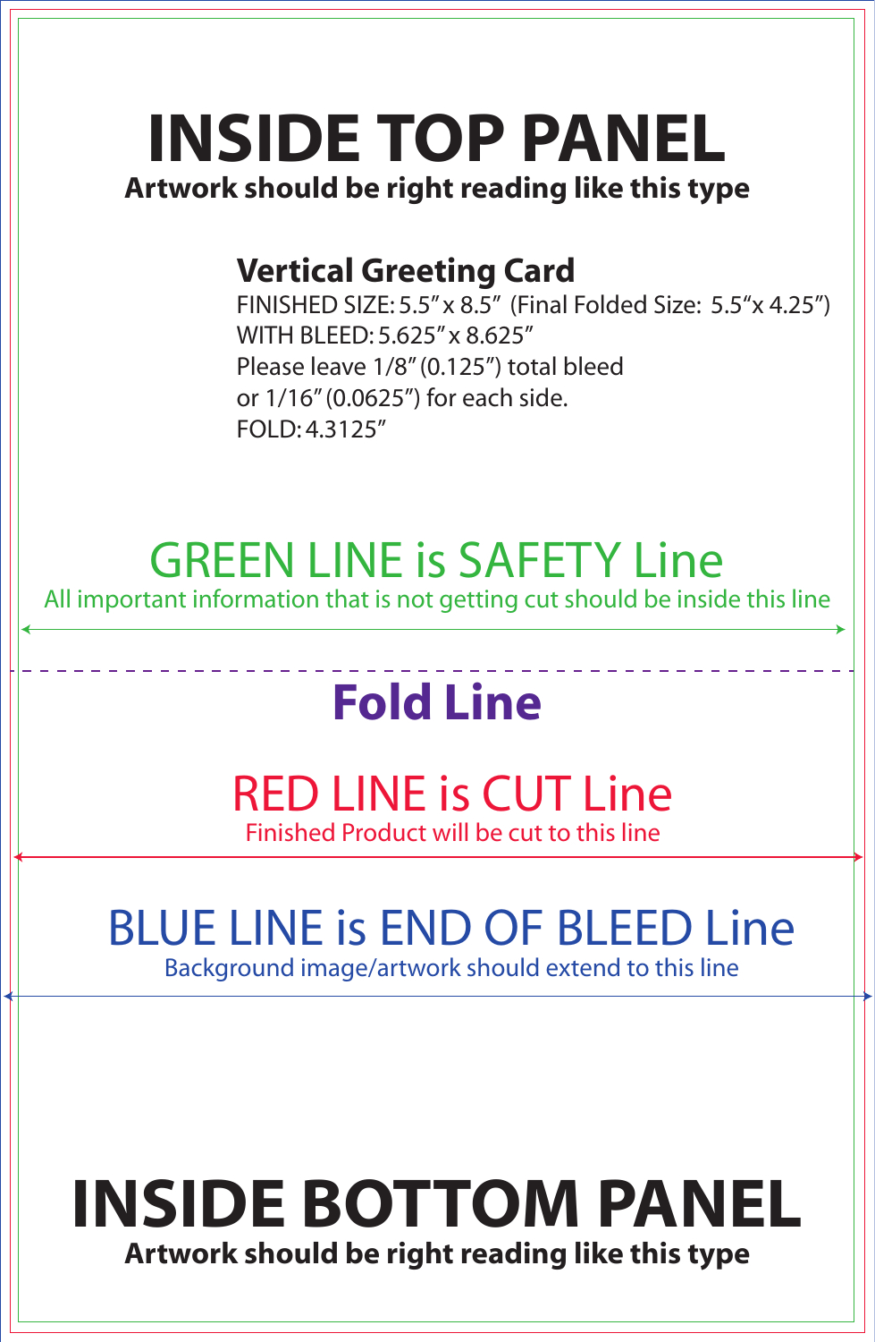# INSIDE TOP PANEL

**Artwork should be right reading like this type**

**Vertical Greeting Card**

FINISHED SIZE: 5.5″ x 8.5″ (Final Folded Size: 5.5"x 4.25″)
WITH BLEED: 5.625″ x 8.625″
Please leave 1/8″ (0.125″) total bleed
or 1/16″ (0.0625″) for each side.
FOLD: 4.3125″

## GREEN LINE is SAFETY Line

All important information that is not getting cut should be inside this line

## Fold Line

## RED LINE is CUT Line

Finished Product will be cut to this line

## BLUE LINE is END OF BLEED Line

Background image/artwork should extend to this line

# INSIDE BOTTOM PANEL

**Artwork should be right reading like this type**